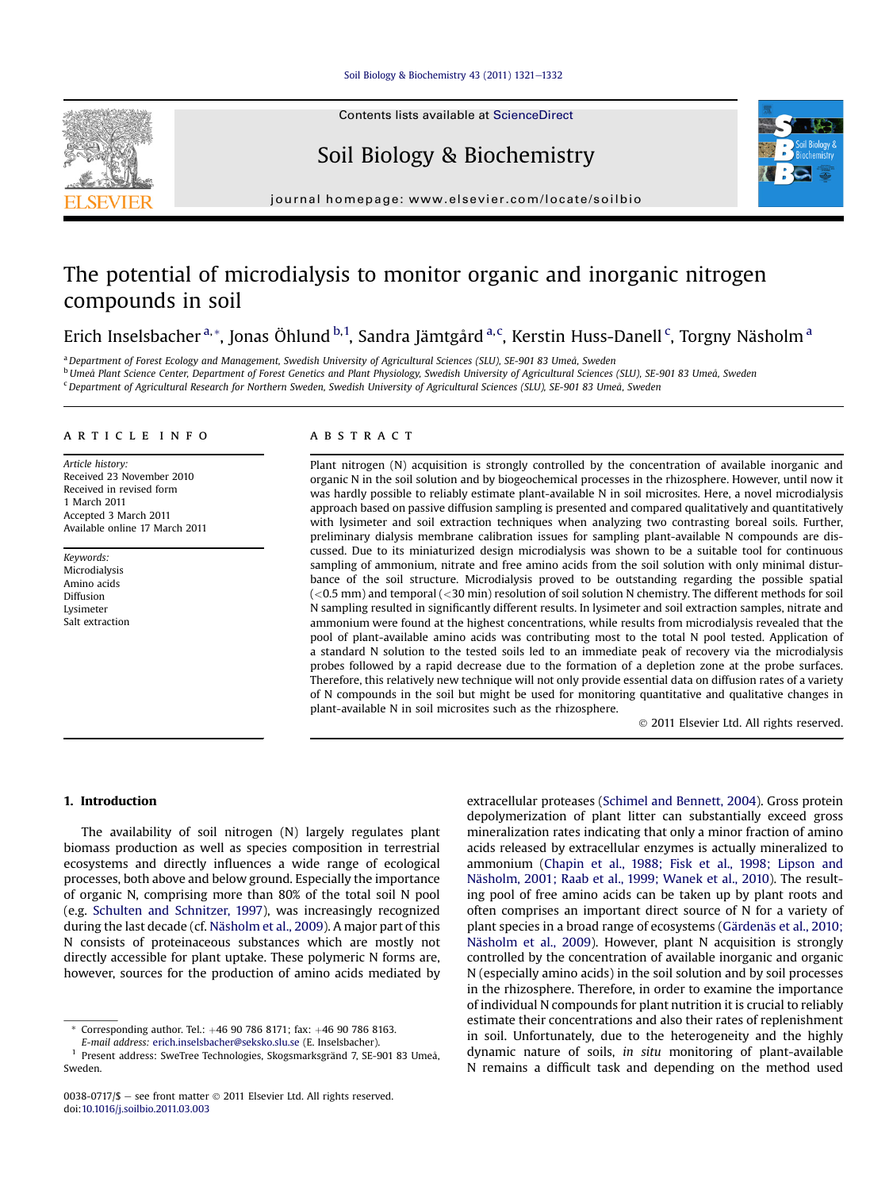# The potential of microdialysis to monitor organic and inorganic nitrogen compounds in soil

Erich Inselsbacher [a,*], Jonas Öhlund [b,1], Sandra Jämtgård [a,c], Kerstin Huss-Danell [c], Torgny Näsholm [a]

[a] Department of Forest Ecology and Management, Swedish University of Agricultural Sciences (SLU), SE-901 83 Umeå, Sweden
[b] Umeå Plant Science Center, Department of Forest Genetics and Plant Physiology, Swedish University of Agricultural Sciences (SLU), SE-901 83 Umeå, Sweden
[c] Department of Agricultural Research for Northern Sweden, Swedish University of Agricultural Sciences (SLU), SE-901 83 Umeå, Sweden

## ARTICLE INFO

*Article history:*
Received 23 November 2010
Received in revised form
1 March 2011
Accepted 3 March 2011
Available online 17 March 2011

*Keywords:*
Microdialysis
Amino acids
Diffusion
Lysimeter
Salt extraction

## ABSTRACT

Plant nitrogen (N) acquisition is strongly controlled by the concentration of available inorganic and organic N in the soil solution and by biogeochemical processes in the rhizosphere. However, until now it was hardly possible to reliably estimate plant-available N in soil microsites. Here, a novel microdialysis approach based on passive diffusion sampling is presented and compared qualitatively and quantitatively with lysimeter and soil extraction techniques when analyzing two contrasting boreal soils. Further, preliminary dialysis membrane calibration issues for sampling plant-available N compounds are discussed. Due to its miniaturized design microdialysis was shown to be a suitable tool for continuous sampling of ammonium, nitrate and free amino acids from the soil solution with only minimal disturbance of the soil structure. Microdialysis proved to be outstanding regarding the possible spatial (<0.5 mm) and temporal (<30 min) resolution of soil solution N chemistry. The different methods for soil N sampling resulted in significantly different results. In lysimeter and soil extraction samples, nitrate and ammonium were found at the highest concentrations, while results from microdialysis revealed that the pool of plant-available amino acids was contributing most to the total N pool tested. Application of a standard N solution to the tested soils led to an immediate peak of recovery via the microdialysis probes followed by a rapid decrease due to the formation of a depletion zone at the probe surfaces. Therefore, this relatively new technique will not only provide essential data on diffusion rates of a variety of N compounds in the soil but might be used for monitoring quantitative and qualitative changes in plant-available N in soil microsites such as the rhizosphere.

© 2011 Elsevier Ltd. All rights reserved.

## 1. Introduction

The availability of soil nitrogen (N) largely regulates plant biomass production as well as species composition in terrestrial ecosystems and directly influences a wide range of ecological processes, both above and below ground. Especially the importance of organic N, comprising more than 80% of the total soil N pool (e.g. Schulten and Schnitzer, 1997), was increasingly recognized during the last decade (cf. Näsholm et al., 2009). A major part of this N consists of proteinaceous substances which are mostly not directly accessible for plant uptake. These polymeric N forms are, however, sources for the production of amino acids mediated by extracellular proteases (Schimel and Bennett, 2004). Gross protein depolymerization of plant litter can substantially exceed gross mineralization rates indicating that only a minor fraction of amino acids released by extracellular enzymes is actually mineralized to ammonium (Chapin et al., 1988; Fisk et al., 1998; Lipson and Näsholm, 2001; Raab et al., 1999; Wanek et al., 2010). The resulting pool of free amino acids can be taken up by plant roots and often comprises an important direct source of N for a variety of plant species in a broad range of ecosystems (Gärdenäs et al., 2010; Näsholm et al., 2009). However, plant N acquisition is strongly controlled by the concentration of available inorganic and organic N (especially amino acids) in the soil solution and by soil processes in the rhizosphere. Therefore, in order to examine the importance of individual N compounds for plant nutrition it is crucial to reliably estimate their concentrations and also their rates of replenishment in soil. Unfortunately, due to the heterogeneity and the highly dynamic nature of soils, *in situ* monitoring of plant-available N remains a difficult task and depending on the method used

---

\* Corresponding author. Tel.: +46 90 786 8171; fax: +46 90 786 8163.
*E-mail address:* erich.inselsbacher@seksko.slu.se (E. Inselsbacher).
[1] Present address: SweTree Technologies, Skogsmarksgränd 7, SE-901 83 Umeå, Sweden.

0038-0717/$ – see front matter © 2011 Elsevier Ltd. All rights reserved.
doi:10.1016/j.soilbio.2011.03.003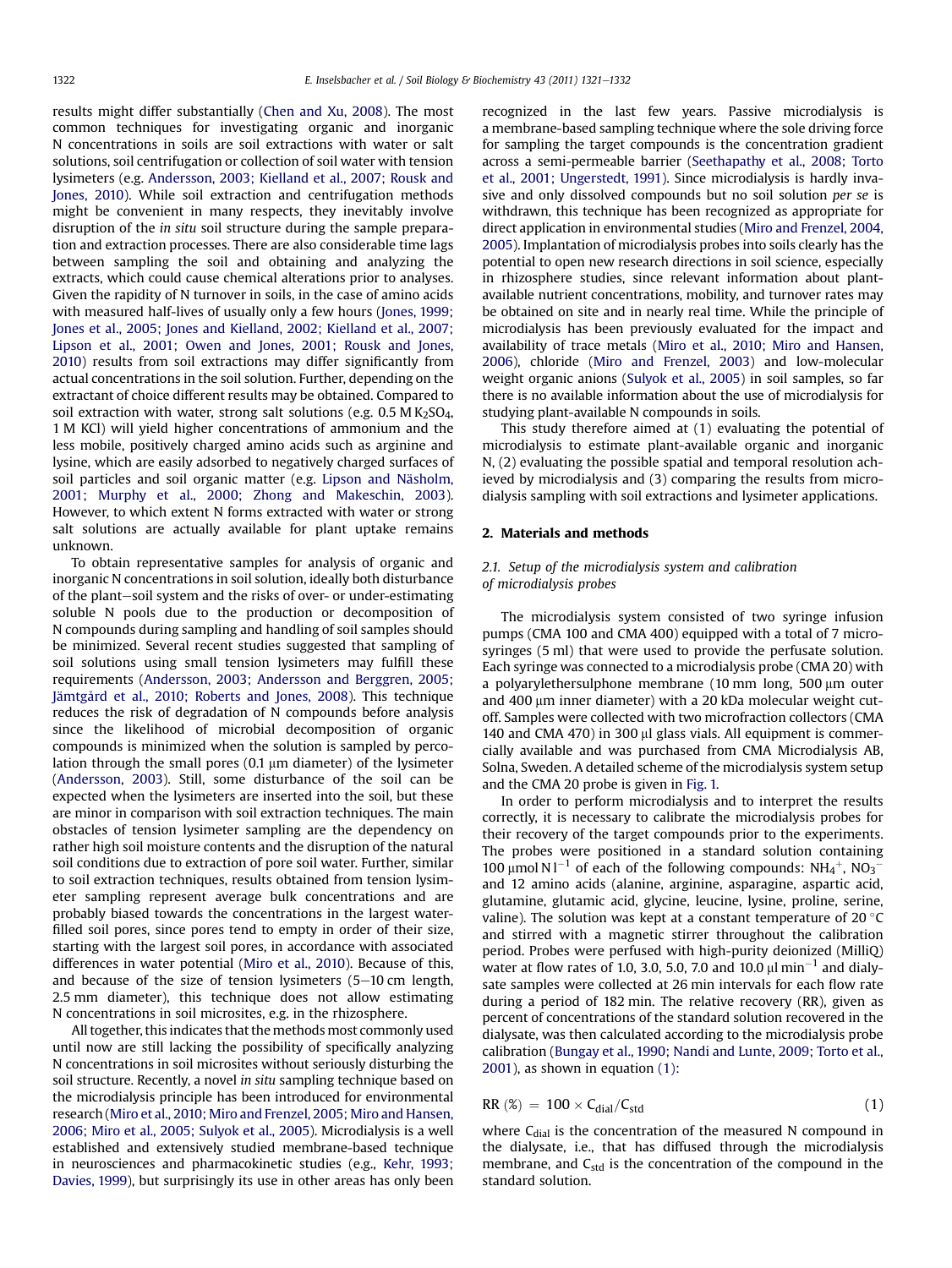results might differ substantially (Chen and Xu, 2008). The most common techniques for investigating organic and inorganic N concentrations in soils are soil extractions with water or salt solutions, soil centrifugation or collection of soil water with tension lysimeters (e.g. Andersson, 2003; Kielland et al., 2007; Rousk and Jones, 2010). While soil extraction and centrifugation methods might be convenient in many respects, they inevitably involve disruption of the *in situ* soil structure during the sample preparation and extraction processes. There are also considerable time lags between sampling the soil and obtaining and analyzing the extracts, which could cause chemical alterations prior to analyses. Given the rapidity of N turnover in soils, in the case of amino acids with measured half-lives of usually only a few hours (Jones, 1999; Jones et al., 2005; Jones and Kielland, 2002; Kielland et al., 2007; Lipson et al., 2001; Owen and Jones, 2001; Rousk and Jones, 2010) results from soil extractions may differ significantly from actual concentrations in the soil solution. Further, depending on the extractant of choice different results may be obtained. Compared to soil extraction with water, strong salt solutions (e.g. 0.5 M $K_2SO_4$, 1 M KCl) will yield higher concentrations of ammonium and the less mobile, positively charged amino acids such as arginine and lysine, which are easily adsorbed to negatively charged surfaces of soil particles and soil organic matter (e.g. Lipson and Näsholm, 2001; Murphy et al., 2000; Zhong and Makeschin, 2003). However, to which extent N forms extracted with water or strong salt solutions are actually available for plant uptake remains unknown.

To obtain representative samples for analysis of organic and inorganic N concentrations in soil solution, ideally both disturbance of the plant–soil system and the risks of over- or under-estimating soluble N pools due to the production or decomposition of N compounds during sampling and handling of soil samples should be minimized. Several recent studies suggested that sampling of soil solutions using small tension lysimeters may fulfill these requirements (Andersson, 2003; Andersson and Berggren, 2005; Jämtgård et al., 2010; Roberts and Jones, 2008). This technique reduces the risk of degradation of N compounds before analysis since the likelihood of microbial decomposition of organic compounds is minimized when the solution is sampled by percolation through the small pores (0.1 μm diameter) of the lysimeter (Andersson, 2003). Still, some disturbance of the soil can be expected when the lysimeters are inserted into the soil, but these are minor in comparison with soil extraction techniques. The main obstacles of tension lysimeter sampling are the dependency on rather high soil moisture contents and the disruption of the natural soil conditions due to extraction of pore soil water. Further, similar to soil extraction techniques, results obtained from tension lysimeter sampling represent average bulk concentrations and are probably biased towards the concentrations in the largest water-filled soil pores, since pores tend to empty in order of their size, starting with the largest soil pores, in accordance with associated differences in water potential (Miro et al., 2010). Because of this, and because of the size of tension lysimeters (5–10 cm length, 2.5 mm diameter), this technique does not allow estimating N concentrations in soil microsites, e.g. in the rhizosphere.

All together, this indicates that the methods most commonly used until now are still lacking the possibility of specifically analyzing N concentrations in soil microsites without seriously disturbing the soil structure. Recently, a novel *in situ* sampling technique based on the microdialysis principle has been introduced for environmental research (Miro et al., 2010; Miro and Frenzel, 2005; Miro and Hansen, 2006; Miro et al., 2005; Sulyok et al., 2005). Microdialysis is a well established and extensively studied membrane-based technique in neurosciences and pharmacokinetic studies (e.g., Kehr, 1993; Davies, 1999), but surprisingly its use in other areas has only been recognized in the last few years. Passive microdialysis is a membrane-based sampling technique where the sole driving force for sampling the target compounds is the concentration gradient across a semi-permeable barrier (Seethapathy et al., 2008; Torto et al., 2001; Ungerstedt, 1991). Since microdialysis is hardly invasive and only dissolved compounds but no soil solution *per se* is withdrawn, this technique has been recognized as appropriate for direct application in environmental studies (Miro and Frenzel, 2004, 2005). Implantation of microdialysis probes into soils clearly has the potential to open new research directions in soil science, especially in rhizosphere studies, since relevant information about plant-available nutrient concentrations, mobility, and turnover rates may be obtained on site and in nearly real time. While the principle of microdialysis has been previously evaluated for the impact and availability of trace metals (Miro et al., 2010; Miro and Hansen, 2006), chloride (Miro and Frenzel, 2003) and low-molecular weight organic anions (Sulyok et al., 2005) in soil samples, so far there is no available information about the use of microdialysis for studying plant-available N compounds in soils.

This study therefore aimed at (1) evaluating the potential of microdialysis to estimate plant-available organic and inorganic N, (2) evaluating the possible spatial and temporal resolution achieved by microdialysis and (3) comparing the results from microdialysis sampling with soil extractions and lysimeter applications.

## 2. Materials and methods

### 2.1. Setup of the microdialysis system and calibration of microdialysis probes

The microdialysis system consisted of two syringe infusion pumps (CMA 100 and CMA 400) equipped with a total of 7 microsyringes (5 ml) that were used to provide the perfusate solution. Each syringe was connected to a microdialysis probe (CMA 20) with a polyarylethersulphone membrane (10 mm long, 500 μm outer and 400 μm inner diameter) with a 20 kDa molecular weight cut-off. Samples were collected with two microfraction collectors (CMA 140 and CMA 470) in 300 μl glass vials. All equipment is commercially available and was purchased from CMA Microdialysis AB, Solna, Sweden. A detailed scheme of the microdialysis system setup and the CMA 20 probe is given in Fig. 1.

In order to perform microdialysis and to interpret the results correctly, it is necessary to calibrate the microdialysis probes for their recovery of the target compounds prior to the experiments. The probes were positioned in a standard solution containing 100 μmol N $l^{-1}$ of each of the following compounds: $NH_4^+$, $NO_3^-$ and 12 amino acids (alanine, arginine, asparagine, aspartic acid, glutamine, glutamic acid, glycine, leucine, lysine, proline, serine, valine). The solution was kept at a constant temperature of 20 °C and stirred with a magnetic stirrer throughout the calibration period. Probes were perfused with high-purity deionized (MilliQ) water at flow rates of 1.0, 3.0, 5.0, 7.0 and 10.0 μl $min^{-1}$ and dialysate samples were collected at 26 min intervals for each flow rate during a period of 182 min. The relative recovery (RR), given as percent of concentrations of the standard solution recovered in the dialysate, was then calculated according to the microdialysis probe calibration (Bungay et al., 1990; Nandi and Lunte, 2009; Torto et al., 2001), as shown in equation (1):

$$RR\ (\%) = 100 \times C_{dial}/C_{std} \tag{1}$$

where $C_{dial}$ is the concentration of the measured N compound in the dialysate, i.e., that has diffused through the microdialysis membrane, and $C_{std}$ is the concentration of the compound in the standard solution.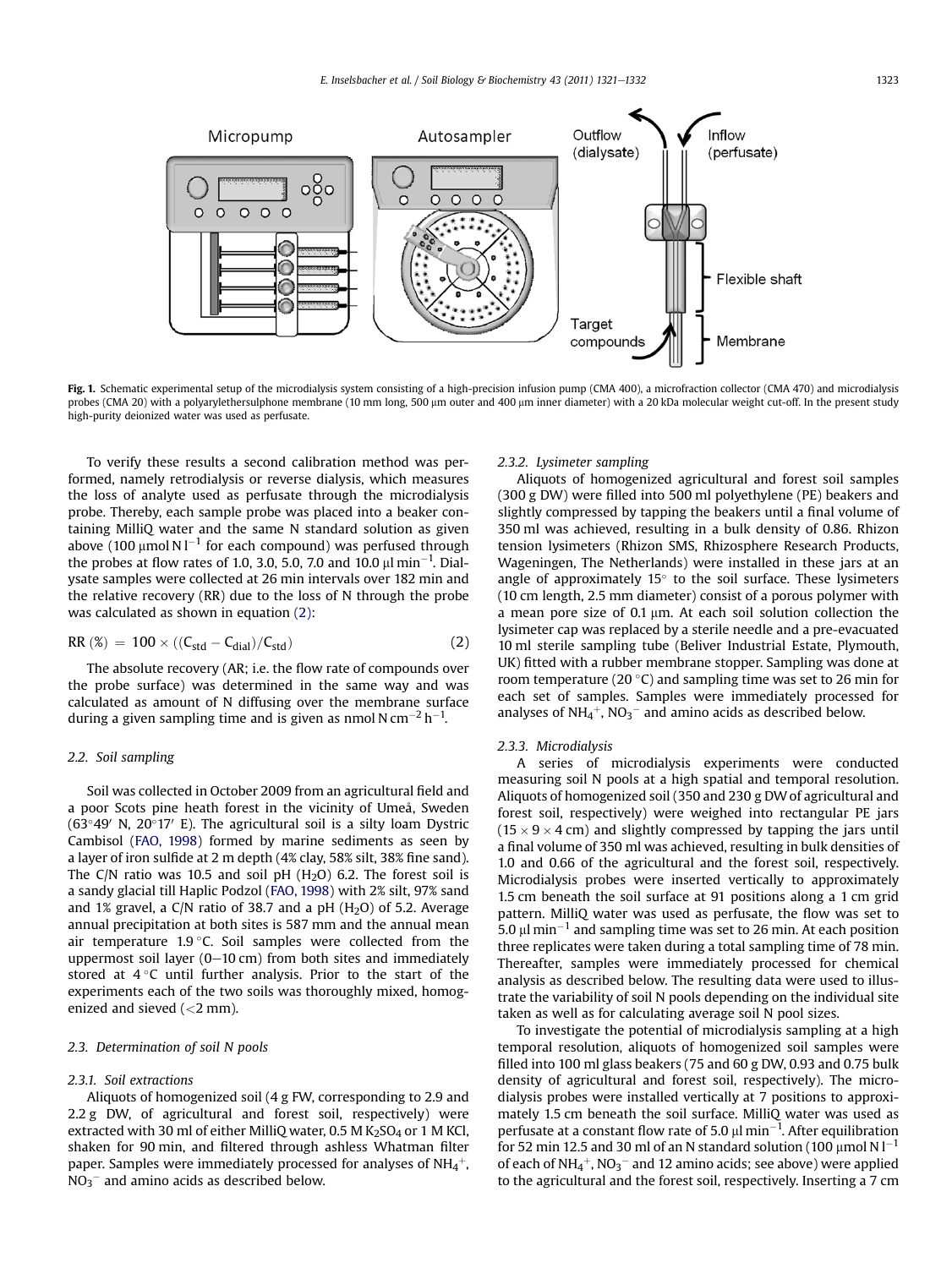**Fig. 1.** Schematic experimental setup of the microdialysis system consisting of a high-precision infusion pump (CMA 400), a microfraction collector (CMA 470) and microdialysis probes (CMA 20) with a polyarylethersulphone membrane (10 mm long, 500 μm outer and 400 μm inner diameter) with a 20 kDa molecular weight cut-off. In the present study high-purity deionized water was used as perfusate.

To verify these results a second calibration method was performed, namely retrodialysis or reverse dialysis, which measures the loss of analyte used as perfusate through the microdialysis probe. Thereby, each sample probe was placed into a beaker containing MilliQ water and the same N standard solution as given above (100 μmol N $l^{-1}$ for each compound) was perfused through the probes at flow rates of 1.0, 3.0, 5.0, 7.0 and 10.0 μl $min^{-1}$. Dialysate samples were collected at 26 min intervals over 182 min and the relative recovery (RR) due to the loss of N through the probe was calculated as shown in equation (2):

$$\text{RR }(\%) = 100 \times ((C_{std} - C_{dial})/C_{std}) \quad (2)$$

The absolute recovery (AR; i.e. the flow rate of compounds over the probe surface) was determined in the same way and was calculated as amount of N diffusing over the membrane surface during a given sampling time and is given as nmol N $cm^{-2}$ $h^{-1}$.

### 2.2. Soil sampling

Soil was collected in October 2009 from an agricultural field and a poor Scots pine heath forest in the vicinity of Umeå, Sweden (63°49′ N, 20°17′ E). The agricultural soil is a silty loam Dystric Cambisol (FAO, 1998) formed by marine sediments as seen by a layer of iron sulfide at 2 m depth (4% clay, 58% silt, 38% fine sand). The C/N ratio was 10.5 and soil pH ($H_2O$) 6.2. The forest soil is a sandy glacial till Haplic Podzol (FAO, 1998) with 2% silt, 97% sand and 1% gravel, a C/N ratio of 38.7 and a pH ($H_2O$) of 5.2. Average annual precipitation at both sites is 587 mm and the annual mean air temperature 1.9 °C. Soil samples were collected from the uppermost soil layer (0–10 cm) from both sites and immediately stored at 4 °C until further analysis. Prior to the start of the experiments each of the two soils was thoroughly mixed, homogenized and sieved (<2 mm).

### 2.3. Determination of soil N pools

#### 2.3.1. Soil extractions

Aliquots of homogenized soil (4 g FW, corresponding to 2.9 and 2.2 g DW, of agricultural and forest soil, respectively) were extracted with 30 ml of either MilliQ water, 0.5 M $K_2SO_4$ or 1 M KCl, shaken for 90 min, and filtered through ashless Whatman filter paper. Samples were immediately processed for analyses of $NH_4^+$, $NO_3^-$ and amino acids as described below.

#### 2.3.2. Lysimeter sampling

Aliquots of homogenized agricultural and forest soil samples (300 g DW) were filled into 500 ml polyethylene (PE) beakers and slightly compressed by tapping the beakers until a final volume of 350 ml was achieved, resulting in a bulk density of 0.86. Rhizon tension lysimeters (Rhizon SMS, Rhizosphere Research Products, Wageningen, The Netherlands) were installed in these jars at an angle of approximately 15° to the soil surface. These lysimeters (10 cm length, 2.5 mm diameter) consist of a porous polymer with a mean pore size of 0.1 μm. At each soil solution collection the lysimeter cap was replaced by a sterile needle and a pre-evacuated 10 ml sterile sampling tube (Beliver Industrial Estate, Plymouth, UK) fitted with a rubber membrane stopper. Sampling was done at room temperature (20 °C) and sampling time was set to 26 min for each set of samples. Samples were immediately processed for analyses of $NH_4^+$, $NO_3^-$ and amino acids as described below.

#### 2.3.3. Microdialysis

A series of microdialysis experiments were conducted measuring soil N pools at a high spatial and temporal resolution. Aliquots of homogenized soil (350 and 230 g DW of agricultural and forest soil, respectively) were weighed into rectangular PE jars (15 × 9 × 4 cm) and slightly compressed by tapping the jars until a final volume of 350 ml was achieved, resulting in bulk densities of 1.0 and 0.66 of the agricultural and the forest soil, respectively. Microdialysis probes were inserted vertically to approximately 1.5 cm beneath the soil surface at 91 positions along a 1 cm grid pattern. MilliQ water was used as perfusate, the flow was set to 5.0 μl $min^{-1}$ and sampling time was set to 26 min. At each position three replicates were taken during a total sampling time of 78 min. Thereafter, samples were immediately processed for chemical analysis as described below. The resulting data were used to illustrate the variability of soil N pools depending on the individual site taken as well as for calculating average soil N pool sizes.

To investigate the potential of microdialysis sampling at a high temporal resolution, aliquots of homogenized soil samples were filled into 100 ml glass beakers (75 and 60 g DW, 0.93 and 0.75 bulk density of agricultural and forest soil, respectively). The microdialysis probes were installed vertically at 7 positions to approximately 1.5 cm beneath the soil surface. MilliQ water was used as perfusate at a constant flow rate of 5.0 μl $min^{-1}$. After equilibration for 52 min 12.5 and 30 ml of an N standard solution (100 μmol N $l^{-1}$ of each of $NH_4^+$, $NO_3^-$ and 12 amino acids; see above) were applied to the agricultural and the forest soil, respectively. Inserting a 7 cm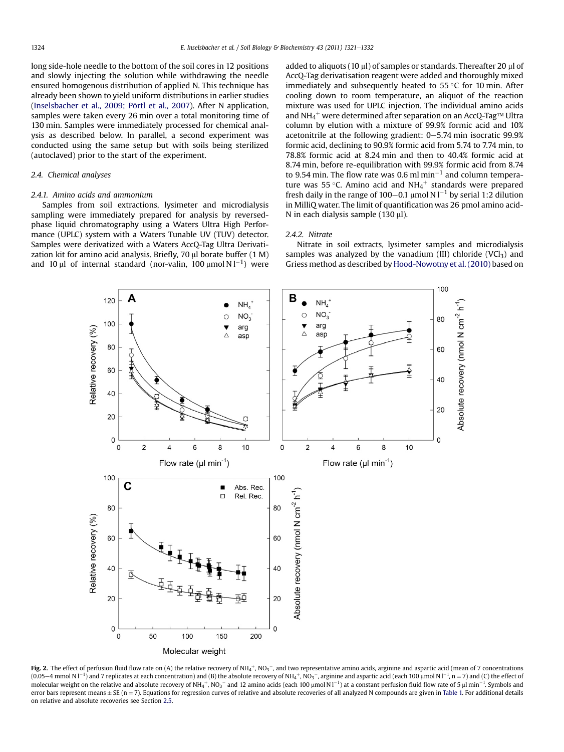long side-hole needle to the bottom of the soil cores in 12 positions and slowly injecting the solution while withdrawing the needle ensured homogenous distribution of applied N. This technique has already been shown to yield uniform distributions in earlier studies (Inselsbacher et al., 2009; Pörtl et al., 2007). After N application, samples were taken every 26 min over a total monitoring time of 130 min. Samples were immediately processed for chemical analysis as described below. In parallel, a second experiment was conducted using the same setup but with soils being sterilized (autoclaved) prior to the start of the experiment.

### 2.4. Chemical analyses

#### 2.4.1. Amino acids and ammonium

Samples from soil extractions, lysimeter and microdialysis sampling were immediately prepared for analysis by reversed-phase liquid chromatography using a Waters Ultra High Performance (UPLC) system with a Waters Tunable UV (TUV) detector. Samples were derivatized with a Waters AccQ-Tag Ultra Derivatization kit for amino acid analysis. Briefly, 70 μl borate buffer (1 M) and 10 μl of internal standard (nor-valin, 100 $\mu mol\ N\ l^{-1}$) were added to aliquots (10 μl) of samples or standards. Thereafter 20 μl of AccQ-Tag derivatisation reagent were added and thoroughly mixed immediately and subsequently heated to 55 °C for 10 min. After cooling down to room temperature, an aliquot of the reaction mixture was used for UPLC injection. The individual amino acids and $NH_4^+$ were determined after separation on an AccQ-Tag™ Ultra column by elution with a mixture of 99.9% formic acid and 10% acetonitrile at the following gradient: 0–5.74 min isocratic 99.9% formic acid, declining to 90.9% formic acid from 5.74 to 7.74 min, to 78.8% formic acid at 8.24 min and then to 40.4% formic acid at 8.74 min, before re-equilibration with 99.9% formic acid from 8.74 to 9.54 min. The flow rate was 0.6 $ml\ min^{-1}$ and column temperature was 55 °C. Amino acid and $NH_4^+$ standards were prepared fresh daily in the range of 100–0.1 $\mu mol\ N\ l^{-1}$ by serial 1:2 dilution in MilliQ water. The limit of quantification was 26 pmol amino acid-N in each dialysis sample (130 μl).

#### 2.4.2. Nitrate

Nitrate in soil extracts, lysimeter samples and microdialysis samples was analyzed by the vanadium (III) chloride ($VCl_3$) and Griess method as described by Hood-Nowotny et al. (2010) based on

**Fig. 2.** The effect of perfusion fluid flow rate on (A) the relative recovery of $NH_4^+$, $NO_3^-$, and two representative amino acids, arginine and aspartic acid (mean of 7 concentrations (0.05–4 $mmol\ N\ l^{-1}$) and 7 replicates at each concentration) and (B) the absolute recovery of $NH_4^+$, $NO_3^-$, arginine and aspartic acid (each 100 $\mu mol\ N\ l^{-1}$, $n = 7$) and (C) the effect of molecular weight on the relative and absolute recovery of $NH_4^+$, $NO_3^-$ and 12 amino acids (each 100 $\mu mol\ N\ l^{-1}$) at a constant perfusion fluid flow rate of 5 $\mu l\ min^{-1}$. Symbols and error bars represent means ± SE ($n = 7$). Equations for regression curves of relative and absolute recoveries of all analyzed N compounds are given in Table 1. For additional details on relative and absolute recoveries see Section 2.5.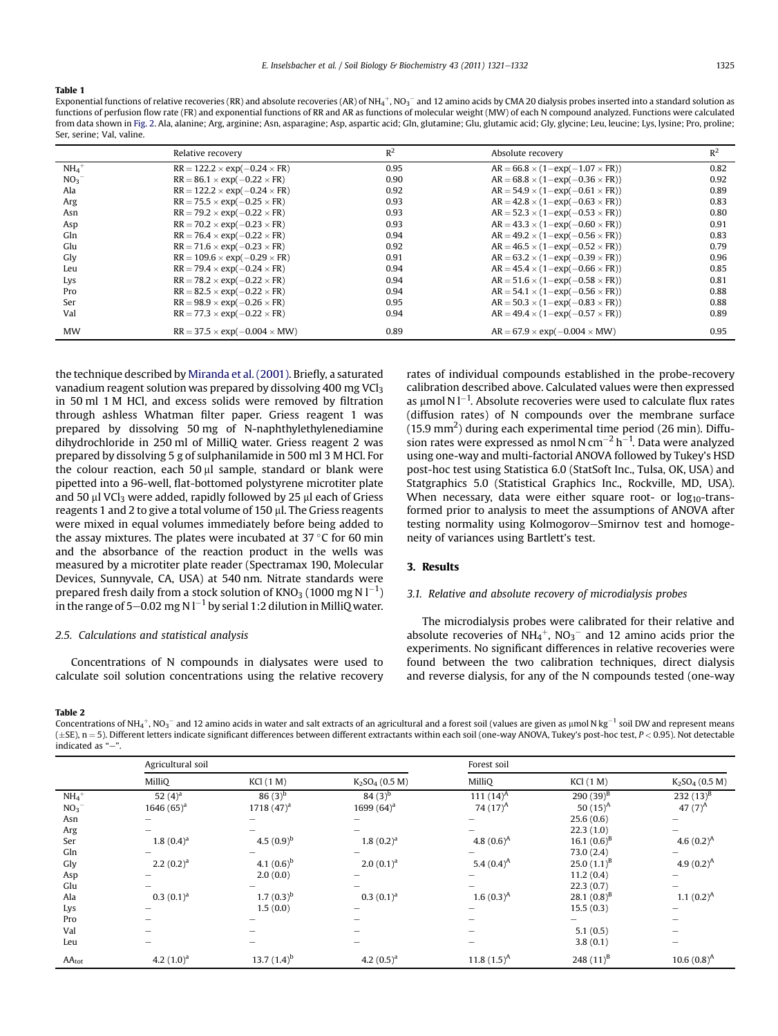**Table 1**
Exponential functions of relative recoveries (RR) and absolute recoveries (AR) of $NH_4^+$, $NO_3^-$ and 12 amino acids by CMA 20 dialysis probes inserted into a standard solution as functions of perfusion flow rate (FR) and exponential functions of RR and AR as functions of molecular weight (MW) of each N compound analyzed. Functions were calculated from data shown in Fig. 2. Ala, alanine; Arg, arginine; Asn, asparagine; Asp, aspartic acid; Gln, glutamine; Glu, glutamic acid; Gly, glycine; Leu, leucine; Lys, lysine; Pro, proline; Ser, serine; Val, valine.

| | Relative recovery | $R^2$ | Absolute recovery | $R^2$ |
|---|---|---|---|---|
| $NH_4^+$ | $RR = 122.2 \times \exp(-0.24 \times FR)$ | 0.95 | $AR = 66.8 \times (1-\exp(-1.07 \times FR))$ | 0.82 |
| $NO_3^-$ | $RR = 86.1 \times \exp(-0.22 \times FR)$ | 0.90 | $AR = 68.8 \times (1-\exp(-0.36 \times FR))$ | 0.92 |
| Ala | $RR = 122.2 \times \exp(-0.24 \times FR)$ | 0.92 | $AR = 54.9 \times (1-\exp(-0.61 \times FR))$ | 0.89 |
| Arg | $RR = 75.5 \times \exp(-0.25 \times FR)$ | 0.93 | $AR = 42.8 \times (1-\exp(-0.63 \times FR))$ | 0.83 |
| Asn | $RR = 79.2 \times \exp(-0.22 \times FR)$ | 0.93 | $AR = 52.3 \times (1-\exp(-0.53 \times FR))$ | 0.80 |
| Asp | $RR = 70.2 \times \exp(-0.23 \times FR)$ | 0.93 | $AR = 43.3 \times (1-\exp(-0.60 \times FR))$ | 0.91 |
| Gln | $RR = 76.4 \times \exp(-0.22 \times FR)$ | 0.94 | $AR = 49.2 \times (1-\exp(-0.56 \times FR))$ | 0.83 |
| Glu | $RR = 71.6 \times \exp(-0.23 \times FR)$ | 0.92 | $AR = 46.5 \times (1-\exp(-0.52 \times FR))$ | 0.79 |
| Gly | $RR = 109.6 \times \exp(-0.29 \times FR)$ | 0.91 | $AR = 63.2 \times (1-\exp(-0.39 \times FR))$ | 0.96 |
| Leu | $RR = 79.4 \times \exp(-0.24 \times FR)$ | 0.94 | $AR = 45.4 \times (1-\exp(-0.66 \times FR))$ | 0.85 |
| Lys | $RR = 78.2 \times \exp(-0.22 \times FR)$ | 0.94 | $AR = 51.6 \times (1-\exp(-0.58 \times FR))$ | 0.81 |
| Pro | $RR = 82.5 \times \exp(-0.22 \times FR)$ | 0.94 | $AR = 54.1 \times (1-\exp(-0.56 \times FR))$ | 0.88 |
| Ser | $RR = 98.9 \times \exp(-0.26 \times FR)$ | 0.95 | $AR = 50.3 \times (1-\exp(-0.83 \times FR))$ | 0.88 |
| Val | $RR = 77.3 \times \exp(-0.22 \times FR)$ | 0.94 | $AR = 49.4 \times (1-\exp(-0.57 \times FR))$ | 0.89 |
| MW | $RR = 37.5 \times \exp(-0.004 \times MW)$ | 0.89 | $AR = 67.9 \times \exp(-0.004 \times MW)$ | 0.95 |

the technique described by Miranda et al. (2001). Briefly, a saturated vanadium reagent solution was prepared by dissolving 400 mg $VCl_3$ in 50 ml 1 M HCl, and excess solids were removed by filtration through ashless Whatman filter paper. Griess reagent 1 was prepared by dissolving 50 mg of N-naphthylethylenediamine dihydrochloride in 250 ml of MilliQ water. Griess reagent 2 was prepared by dissolving 5 g of sulphanilamide in 500 ml 3 M HCl. For the colour reaction, each 50 μl sample, standard or blank were pipetted into a 96-well, flat-bottomed polystyrene microtiter plate and 50 μl $VCl_3$ were added, rapidly followed by 25 μl each of Griess reagents 1 and 2 to give a total volume of 150 μl. The Griess reagents were mixed in equal volumes immediately before being added to the assay mixtures. The plates were incubated at 37 °C for 60 min and the absorbance of the reaction product in the wells was measured by a microtiter plate reader (Spectramax 190, Molecular Devices, Sunnyvale, CA, USA) at 540 nm. Nitrate standards were prepared fresh daily from a stock solution of $KNO_3$ (1000 mg N $l^{-1}$) in the range of 5–0.02 mg N $l^{-1}$ by serial 1:2 dilution in MilliQ water.

### 2.5. Calculations and statistical analysis

Concentrations of N compounds in dialysates were used to calculate soil solution concentrations using the relative recovery rates of individual compounds established in the probe-recovery calibration described above. Calculated values were then expressed as μmol N $l^{-1}$. Absolute recoveries were used to calculate flux rates (diffusion rates) of N compounds over the membrane surface (15.9 $mm^2$) during each experimental time period (26 min). Diffusion rates were expressed as nmol N $cm^{-2}$ $h^{-1}$. Data were analyzed using one-way and multi-factorial ANOVA followed by Tukey's HSD post-hoc test using Statistica 6.0 (StatSoft Inc., Tulsa, OK, USA) and Statgraphics 5.0 (Statistical Graphics Inc., Rockville, MD, USA). When necessary, data were either square root- or $\log_{10}$-transformed prior to analysis to meet the assumptions of ANOVA after testing normality using Kolmogorov–Smirnov test and homogeneity of variances using Bartlett's test.

## 3. Results

### 3.1. Relative and absolute recovery of microdialysis probes

The microdialysis probes were calibrated for their relative and absolute recoveries of $NH_4^+$, $NO_3^-$ and 12 amino acids prior the experiments. No significant differences in relative recoveries were found between the two calibration techniques, direct dialysis and reverse dialysis, for any of the N compounds tested (one-way

**Table 2**
Concentrations of $NH_4^+$, $NO_3^-$ and 12 amino acids in water and salt extracts of an agricultural and a forest soil (values are given as μmol N $kg^{-1}$ soil DW and represent means (±SE), n = 5). Different letters indicate significant differences between different extractants within each soil (one-way ANOVA, Tukey's post-hoc test, $P < 0.95$). Not detectable indicated as "–".

| | Agricultural soil | | | Forest soil | | |
|---|---|---|---|---|---|---|
| | MilliQ | KCl (1 M) | $K_2SO_4$ (0.5 M) | MilliQ | KCl (1 M) | $K_2SO_4$ (0.5 M) |
| $NH_4^+$ | 52 (4)[a] | 86 (3)[b] | 84 (3)[b] | 111 (14)[A] | 290 (39)[B] | 232 (13)[B] |
| $NO_3^-$ | 1646 (65)[a] | 1718 (47)[a] | 1699 (64)[a] | 74 (17)[A] | 50 (15)[A] | 47 (7)[A] |
| Asn | – | – | – | – | 25.6 (0.6) | – |
| Arg | – | – | – | – | 22.3 (1.0) | – |
| Ser | 1.8 (0.4)[a] | 4.5 (0.9)[b] | 1.8 (0.2)[a] | 4.8 (0.6)[A] | 16.1 (0.6)[B] | 4.6 (0.2)[A] |
| Gln | – | – | – | – | 73.0 (2.4) | – |
| Gly | 2.2 (0.2)[a] | 4.1 (0.6)[b] | 2.0 (0.1)[a] | 5.4 (0.4)[A] | 25.0 (1.1)[B] | 4.9 (0.2)[A] |
| Asp | – | 2.0 (0.0) | – | – | 11.2 (0.4) | – |
| Glu | – | – | – | – | 22.3 (0.7) | – |
| Ala | 0.3 (0.1)[a] | 1.7 (0.3)[b] | 0.3 (0.1)[a] | 1.6 (0.3)[A] | 28.1 (0.8)[B] | 1.1 (0.2)[A] |
| Lys | – | 1.5 (0.0) | – | – | 15.5 (0.3) | – |
| Pro | – | – | – | – | – | – |
| Val | – | – | – | – | 5.1 (0.5) | – |
| Leu | – | – | – | – | 3.8 (0.1) | – |
| $AA_{tot}$ | 4.2 (1.0)[a] | 13.7 (1.4)[b] | 4.2 (0.5)[a] | 11.8 (1.5)[A] | 248 (11)[B] | 10.6 (0.8)[A] |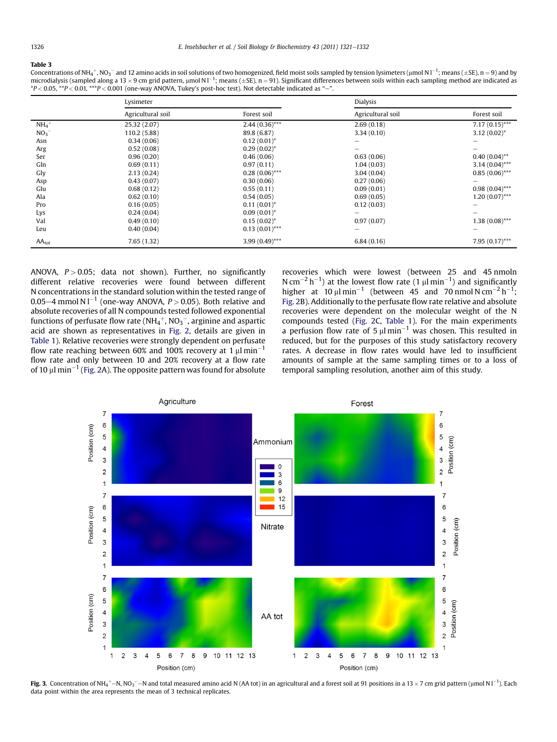**Table 3**
Concentrations of $NH_4^+$, $NO_3^-$ and 12 amino acids in soil solutions of two homogenized, field moist soils sampled by tension lysimeters (µmol N l$^{-1}$; means (±SE), n = 9) and by microdialysis (sampled along a 13 × 9 cm grid pattern, µmol N l$^{-1}$; means (±SE), n = 91). Significant differences between soils within each sampling method are indicated as *$P < 0.05$, **$P < 0.01$, ***$P < 0.001$ (one-way ANOVA, Tukey's post-hoc test). Not detectable indicated as "–".

| | Lysimeter | | Dialysis | |
|---|---|---|---|---|
| | Agricultural soil | Forest soil | Agricultural soil | Forest soil |
| $NH_4^+$ | 25.32 (2.07) | 2.44 (0.36)*** | 2.69 (0.18) | 7.17 (0.15)*** |
| $NO_3^-$ | 110.2 (5.88) | 89.8 (6.87) | 3.34 (0.10) | 3.12 (0.02)* |
| Asn | 0.34 (0.06) | 0.12 (0.01)* | – | – |
| Arg | 0.52 (0.08) | 0.29 (0.02)* | – | – |
| Ser | 0.96 (0.20) | 0.46 (0.06) | 0.63 (0.06) | 0.40 (0.04)** |
| Gln | 0.69 (0.11) | 0.97 (0.11) | 1.04 (0.03) | 3.14 (0.04)*** |
| Gly | 2.13 (0.24) | 0.28 (0.06)*** | 3.04 (0.04) | 0.85 (0.06)*** |
| Asp | 0.43 (0.07) | 0.30 (0.06) | 0.27 (0.06) | – |
| Glu | 0.68 (0.12) | 0.55 (0.11) | 0.09 (0.01) | 0.98 (0.04)*** |
| Ala | 0.62 (0.10) | 0.54 (0.05) | 0.69 (0.05) | 1.20 (0.07)*** |
| Pro | 0.16 (0.05) | 0.11 (0.01)* | 0.12 (0.03) | – |
| Lys | 0.24 (0.04) | 0.09 (0.01)* | – | – |
| Val | 0.49 (0.10) | 0.15 (0.02)* | 0.97 (0.07) | 1.38 (0.08)*** |
| Leu | 0.40 (0.04) | 0.13 (0.01)*** | – | – |
| $AA_{tot}$ | 7.65 (1.32) | 3.99 (0.49)*** | 6.84 (0.16) | 7.95 (0.17)*** |

ANOVA, $P > 0.05$; data not shown). Further, no significantly different relative recoveries were found between different N concentrations in the standard solution within the tested range of 0.05–4 mmol N l$^{-1}$ (one-way ANOVA, $P > 0.05$). Both relative and absolute recoveries of all N compounds tested followed exponential functions of perfusate flow rate ($NH_4^+$, $NO_3^-$, arginine and aspartic acid are shown as representatives in Fig. 2, details are given in Table 1). Relative recoveries were strongly dependent on perfusate flow rate reaching between 60% and 100% recovery at 1 µl min$^{-1}$ flow rate and only between 10 and 20% recovery at a flow rate of 10 µl min$^{-1}$ (Fig. 2A). The opposite pattern was found for absolute recoveries which were lowest (between 25 and 45 nmol N cm$^{-2}$ h$^{-1}$) at the lowest flow rate (1 µl min$^{-1}$) and significantly higher at 10 µl min$^{-1}$ (between 45 and 70 nmol N cm$^{-2}$ h$^{-1}$; Fig. 2B). Additionally to the perfusate flow rate relative and absolute recoveries were dependent on the molecular weight of the N compounds tested (Fig. 2C, Table 1). For the main experiments a perfusion flow rate of 5 µl min$^{-1}$ was chosen. This resulted in reduced, but for the purposes of this study satisfactory recovery rates. A decrease in flow rates would have led to insufficient amounts of sample at the same sampling times or to a loss of temporal sampling resolution, another aim of this study.

**Fig. 3.** Concentration of $NH_4^+$–N, $NO_3^-$–N and total measured amino acid N (AA tot) in an agricultural and a forest soil at 91 positions in a 13 × 7 cm grid pattern (µmol N l$^{-1}$). Each data point within the area represents the mean of 3 technical replicates.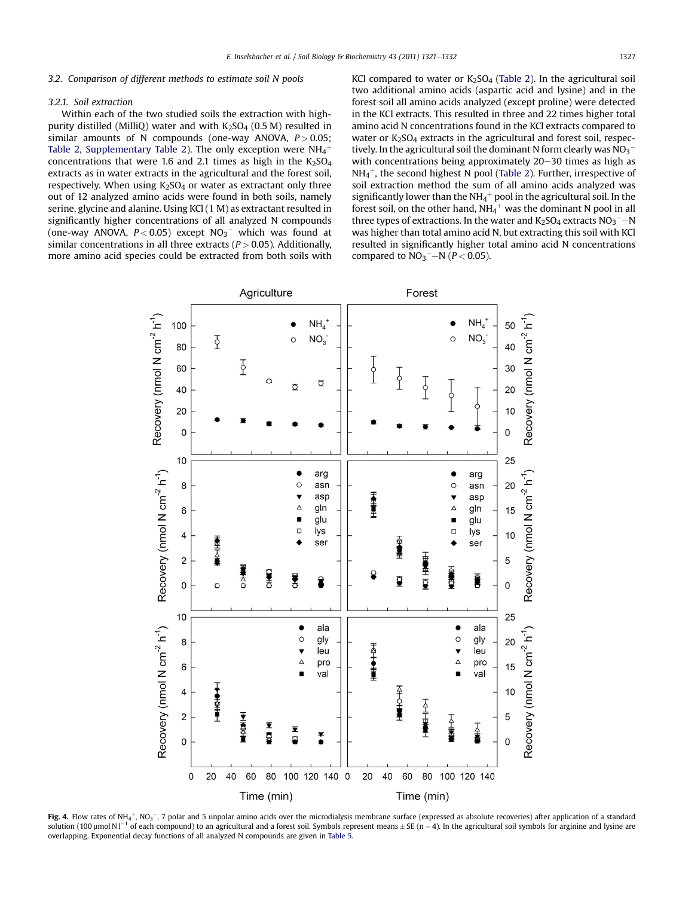### 3.2. Comparison of different methods to estimate soil N pools

#### 3.2.1. Soil extraction

Within each of the two studied soils the extraction with high-purity distilled (MilliQ) water and with $K_2SO_4$ (0.5 M) resulted in similar amounts of N compounds (one-way ANOVA, $P > 0.05$; Table 2, Supplementary Table 2). The only exception were $NH_4^+$ concentrations that were 1.6 and 2.1 times as high in the $K_2SO_4$ extracts as in water extracts in the agricultural and the forest soil, respectively. When using $K_2SO_4$ or water as extractant only three out of 12 analyzed amino acids were found in both soils, namely serine, glycine and alanine. Using KCl (1 M) as extractant resulted in significantly higher concentrations of all analyzed N compounds (one-way ANOVA, $P < 0.05$) except $NO_3^-$ which was found at similar concentrations in all three extracts ($P > 0.05$). Additionally, more amino acid species could be extracted from both soils with KCl compared to water or $K_2SO_4$ (Table 2). In the agricultural soil two additional amino acids (aspartic acid and lysine) and in the forest soil all amino acids analyzed (except proline) were detected in the KCl extracts. This resulted in three and 22 times higher total amino acid N concentrations found in the KCl extracts compared to water or $K_2SO_4$ extracts in the agricultural and forest soil, respectively. In the agricultural soil the dominant N form clearly was $NO_3^-$ with concentrations being approximately 20–30 times as high as $NH_4^+$, the second highest N pool (Table 2). Further, irrespective of soil extraction method the sum of all amino acids analyzed was significantly lower than the $NH_4^+$ pool in the agricultural soil. In the forest soil, on the other hand, $NH_4^+$ was the dominant N pool in all three types of extractions. In the water and $K_2SO_4$ extracts $NO_3^-$–N was higher than total amino acid N, but extracting this soil with KCl resulted in significantly higher total amino acid N concentrations compared to $NO_3^-$–N ($P < 0.05$).

**Fig. 4.** Flow rates of $NH_4^+$, $NO_3^-$, 7 polar and 5 unpolar amino acids over the microdialysis membrane surface (expressed as absolute recoveries) after application of a standard solution (100 μmol N $l^{-1}$ of each compound) to an agricultural and a forest soil. Symbols represent means ± SE (n = 4). In the agricultural soil symbols for arginine and lysine are overlapping. Exponential decay functions of all analyzed N compounds are given in Table 5.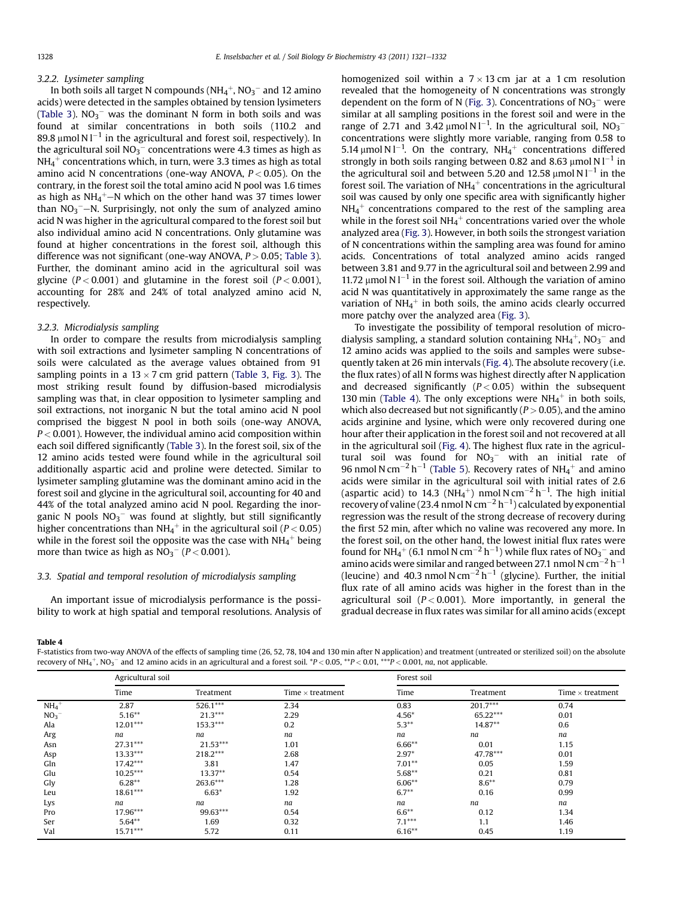### 3.2.2. Lysimeter sampling

In both soils all target N compounds ($NH_4^+$, $NO_3^-$ and 12 amino acids) were detected in the samples obtained by tension lysimeters (Table 3). $NO_3^-$ was the dominant N form in both soils and was found at similar concentrations in both soils (110.2 and 89.8 μmol N $l^{-1}$ in the agricultural and forest soil, respectively). In the agricultural soil $NO_3^-$ concentrations were 4.3 times as high as $NH_4^+$ concentrations which, in turn, were 3.3 times as high as total amino acid N concentrations (one-way ANOVA, $P < 0.05$). On the contrary, in the forest soil the total amino acid N pool was 1.6 times as high as $NH_4^+$–N which on the other hand was 37 times lower than $NO_3^-$–N. Surprisingly, not only the sum of analyzed amino acid N was higher in the agricultural compared to the forest soil but also individual amino acid N concentrations. Only glutamine was found at higher concentrations in the forest soil, although this difference was not significant (one-way ANOVA, $P > 0.05$; Table 3). Further, the dominant amino acid in the agricultural soil was glycine ($P < 0.001$) and glutamine in the forest soil ($P < 0.001$), accounting for 28% and 24% of total analyzed amino acid N, respectively.

### 3.2.3. Microdialysis sampling

In order to compare the results from microdialysis sampling with soil extractions and lysimeter sampling N concentrations of soils were calculated as the average values obtained from 91 sampling points in a 13 × 7 cm grid pattern (Table 3, Fig. 3). The most striking result found by diffusion-based microdialysis sampling was that, in clear opposition to lysimeter sampling and soil extractions, not inorganic N but the total amino acid N pool comprised the biggest N pool in both soils (one-way ANOVA, $P < 0.001$). However, the individual amino acid composition within each soil differed significantly (Table 3). In the forest soil, six of the 12 amino acids tested were found while in the agricultural soil additionally aspartic acid and proline were detected. Similar to lysimeter sampling glutamine was the dominant amino acid in the forest soil and glycine in the agricultural soil, accounting for 40 and 44% of the total analyzed amino acid N pool. Regarding the inorganic N pools $NO_3^-$ was found at slightly, but still significantly higher concentrations than $NH_4^+$ in the agricultural soil ($P < 0.05$) while in the forest soil the opposite was the case with $NH_4^+$ being more than twice as high as $NO_3^-$ ($P < 0.001$).

## 3.3. Spatial and temporal resolution of microdialysis sampling

An important issue of microdialysis performance is the possibility to work at high spatial and temporal resolutions. Analysis of homogenized soil within a 7 × 13 cm jar at a 1 cm resolution revealed that the homogeneity of N concentrations was strongly dependent on the form of N (Fig. 3). Concentrations of $NO_3^-$ were similar at all sampling positions in the forest soil and were in the range of 2.71 and 3.42 μmol N $l^{-1}$. In the agricultural soil, $NO_3^-$ concentrations were slightly more variable, ranging from 0.58 to 5.14 μmol N $l^{-1}$. On the contrary, $NH_4^+$ concentrations differed strongly in both soils ranging between 0.82 and 8.63 μmol N $l^{-1}$ in the agricultural soil and between 5.20 and 12.58 μmol N $l^{-1}$ in the forest soil. The variation of $NH_4^+$ concentrations in the agricultural soil was caused by only one specific area with significantly higher $NH_4^+$ concentrations compared to the rest of the sampling area while in the forest soil $NH_4^+$ concentrations varied over the whole analyzed area (Fig. 3). However, in both soils the strongest variation of N concentrations within the sampling area was found for amino acids. Concentrations of total analyzed amino acids ranged between 3.81 and 9.77 in the agricultural soil and between 2.99 and 11.72 μmol N $l^{-1}$ in the forest soil. Although the variation of amino acid N was quantitatively in approximately the same range as the variation of $NH_4^+$ in both soils, the amino acids clearly occurred more patchy over the analyzed area (Fig. 3).

To investigate the possibility of temporal resolution of microdialysis sampling, a standard solution containing $NH_4^+$, $NO_3^-$ and 12 amino acids was applied to the soils and samples were subsequently taken at 26 min intervals (Fig. 4). The absolute recovery (i.e. the flux rates) of all N forms was highest directly after N application and decreased significantly ($P < 0.05$) within the subsequent 130 min (Table 4). The only exceptions were $NH_4^+$ in both soils, which also decreased but not significantly ($P > 0.05$), and the amino acids arginine and lysine, which were only recovered during one hour after their application in the forest soil and not recovered at all in the agricultural soil (Fig. 4). The highest flux rate in the agricultural soil was found for $NO_3^-$ with an initial rate of 96 nmol N $cm^{-2}$ $h^{-1}$ (Table 5). Recovery rates of $NH_4^+$ and amino acids were similar in the agricultural soil with initial rates of 2.6 (aspartic acid) to 14.3 ($NH_4^+$) nmol N $cm^{-2}$ $h^{-1}$. The high initial recovery of valine (23.4 nmol N $cm^{-2}$ $h^{-1}$) calculated by exponential regression was the result of the strong decrease of recovery during the first 52 min, after which no valine was recovered any more. In the forest soil, on the other hand, the lowest initial flux rates were found for $NH_4^+$ (6.1 nmol N $cm^{-2}$ $h^{-1}$) while flux rates of $NO_3^-$ and amino acids were similar and ranged between 27.1 nmol N $cm^{-2}$ $h^{-1}$ (leucine) and 40.3 nmol N $cm^{-2}$ $h^{-1}$ (glycine). Further, the initial flux rate of all amino acids was higher in the forest than in the agricultural soil ($P < 0.001$). More importantly, in general the gradual decrease in flux rates was similar for all amino acids (except

**Table 4**
F-statistics from two-way ANOVA of the effects of sampling time (26, 52, 78, 104 and 130 min after N application) and treatment (untreated or sterilized soil) on the absolute recovery of $NH_4^+$, $NO_3^-$ and 12 amino acids in an agricultural and a forest soil. *$P < 0.05$, **$P < 0.01$, ***$P < 0.001$, *na*, not applicable.

| | Agricultural soil | | | Forest soil | | |
|---|---|---|---|---|---|---|
| | Time | Treatment | Time × treatment | Time | Treatment | Time × treatment |
| $NH_4^+$ | 2.87 | 526.1*** | 2.34 | 0.83 | 201.7*** | 0.74 |
| $NO_3^-$ | 5.16** | 21.3*** | 2.29 | 4.56* | 65.22*** | 0.01 |
| Ala | 12.01*** | 153.3*** | 0.2 | 5.3** | 14.87** | 0.6 |
| Arg | *na* | *na* | *na* | *na* | *na* | *na* |
| Asn | 27.31*** | 21.53*** | 1.01 | 6.66** | 0.01 | 1.15 |
| Asp | 13.33*** | 218.2*** | 2.68 | 2.97* | 47.78*** | 0.01 |
| Gln | 17.42*** | 3.81 | 1.47 | 7.01** | 0.05 | 1.59 |
| Glu | 10.25*** | 13.37** | 0.54 | 5.68** | 0.21 | 0.81 |
| Gly | 6.28** | 263.6*** | 1.28 | 6.06** | 8.6** | 0.79 |
| Leu | 18.61*** | 6.63* | 1.92 | 6.7** | 0.16 | 0.99 |
| Lys | *na* | *na* | *na* | *na* | *na* | *na* |
| Pro | 17.96*** | 99.63*** | 0.54 | 6.6** | 0.12 | 1.34 |
| Ser | 5.64** | 1.69 | 0.32 | 7.1*** | 1.1 | 1.46 |
| Val | 15.71*** | 5.72 | 0.11 | 6.16** | 0.45 | 1.19 |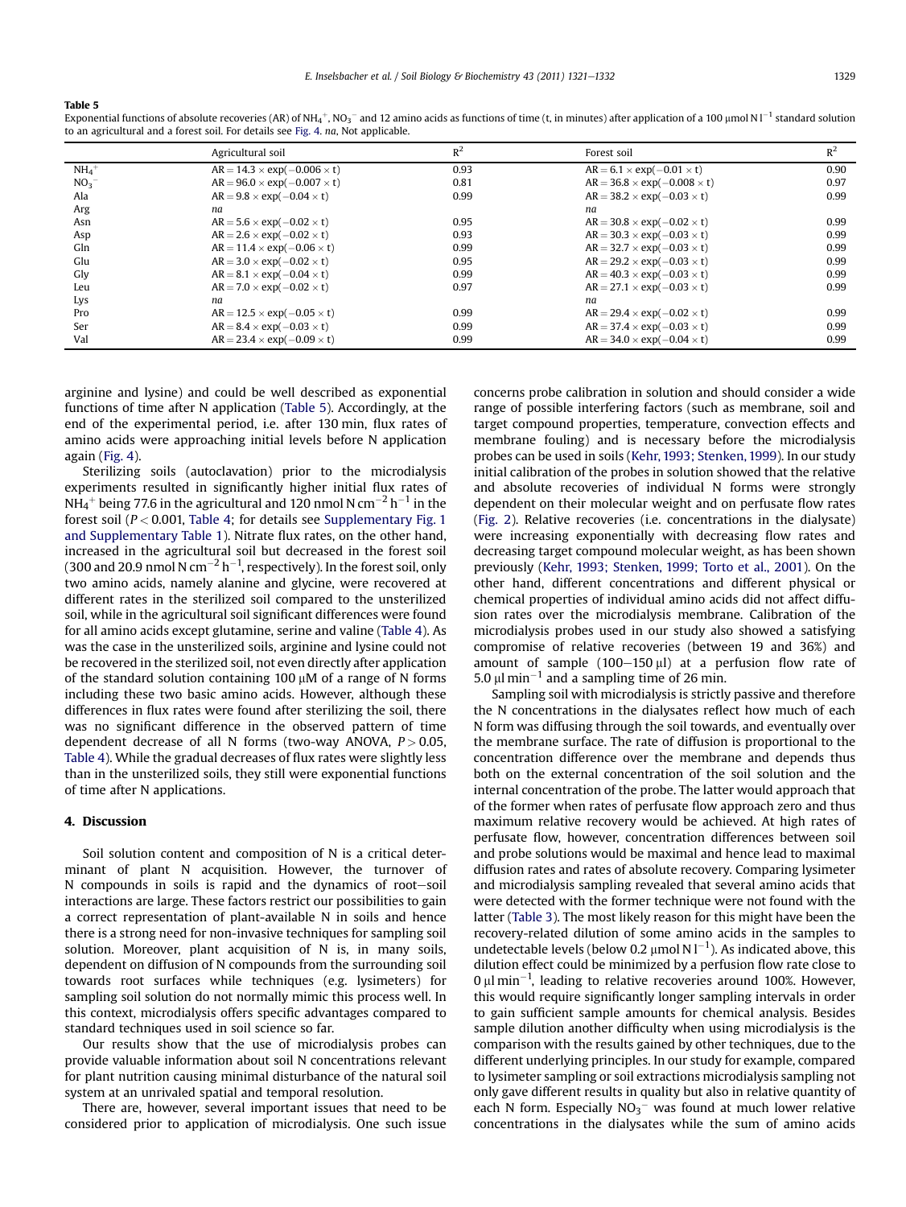**Table 5**

Exponential functions of absolute recoveries (AR) of $NH_4^+$, $NO_3^-$ and 12 amino acids as functions of time (t, in minutes) after application of a 100 μmol N $l^{-1}$ standard solution to an agricultural and a forest soil. For details see Fig. 4. *na*, Not applicable.

| | Agricultural soil | $R^2$ | Forest soil | $R^2$ |
|---|---|---|---|---|
| $NH_4^+$ | $AR = 14.3 \times \exp(-0.006 \times t)$ | 0.93 | $AR = 6.1 \times \exp(-0.01 \times t)$ | 0.90 |
| $NO_3^-$ | $AR = 96.0 \times \exp(-0.007 \times t)$ | 0.81 | $AR = 36.8 \times \exp(-0.008 \times t)$ | 0.97 |
| Ala | $AR = 9.8 \times \exp(-0.04 \times t)$ | 0.99 | $AR = 38.2 \times \exp(-0.03 \times t)$ | 0.99 |
| Arg | *na* | | *na* | |
| Asn | $AR = 5.6 \times \exp(-0.02 \times t)$ | 0.95 | $AR = 30.8 \times \exp(-0.02 \times t)$ | 0.99 |
| Asp | $AR = 2.6 \times \exp(-0.02 \times t)$ | 0.93 | $AR = 30.3 \times \exp(-0.03 \times t)$ | 0.99 |
| Gln | $AR = 11.4 \times \exp(-0.06 \times t)$ | 0.99 | $AR = 32.7 \times \exp(-0.03 \times t)$ | 0.99 |
| Glu | $AR = 3.0 \times \exp(-0.02 \times t)$ | 0.95 | $AR = 29.2 \times \exp(-0.03 \times t)$ | 0.99 |
| Gly | $AR = 8.1 \times \exp(-0.04 \times t)$ | 0.99 | $AR = 40.3 \times \exp(-0.03 \times t)$ | 0.99 |
| Leu | $AR = 7.0 \times \exp(-0.02 \times t)$ | 0.97 | $AR = 27.1 \times \exp(-0.03 \times t)$ | 0.99 |
| Lys | *na* | | *na* | |
| Pro | $AR = 12.5 \times \exp(-0.05 \times t)$ | 0.99 | $AR = 29.4 \times \exp(-0.02 \times t)$ | 0.99 |
| Ser | $AR = 8.4 \times \exp(-0.03 \times t)$ | 0.99 | $AR = 37.4 \times \exp(-0.03 \times t)$ | 0.99 |
| Val | $AR = 23.4 \times \exp(-0.09 \times t)$ | 0.99 | $AR = 34.0 \times \exp(-0.04 \times t)$ | 0.99 |

arginine and lysine) and could be well described as exponential functions of time after N application (Table 5). Accordingly, at the end of the experimental period, i.e. after 130 min, flux rates of amino acids were approaching initial levels before N application again (Fig. 4).

Sterilizing soils (autoclavation) prior to the microdialysis experiments resulted in significantly higher initial flux rates of $NH_4^+$ being 77.6 in the agricultural and 120 nmol N $cm^{-2}$ $h^{-1}$ in the forest soil ($P < 0.001$, Table 4; for details see Supplementary Fig. 1 and Supplementary Table 1). Nitrate flux rates, on the other hand, increased in the agricultural soil but decreased in the forest soil (300 and 20.9 nmol N $cm^{-2}$ $h^{-1}$, respectively). In the forest soil, only two amino acids, namely alanine and glycine, were recovered at different rates in the sterilized soil compared to the unsterilized soil, while in the agricultural soil significant differences were found for all amino acids except glutamine, serine and valine (Table 4). As was the case in the unsterilized soils, arginine and lysine could not be recovered in the sterilized soil, not even directly after application of the standard solution containing 100 μM of a range of N forms including these two basic amino acids. However, although these differences in flux rates were found after sterilizing the soil, there was no significant difference in the observed pattern of time dependent decrease of all N forms (two-way ANOVA, $P > 0.05$, Table 4). While the gradual decreases of flux rates were slightly less than in the unsterilized soils, they still were exponential functions of time after N applications.

## 4. Discussion

Soil solution content and composition of N is a critical determinant of plant N acquisition. However, the turnover of N compounds in soils is rapid and the dynamics of root–soil interactions are large. These factors restrict our possibilities to gain a correct representation of plant-available N in soils and hence there is a strong need for non-invasive techniques for sampling soil solution. Moreover, plant acquisition of N is, in many soils, dependent on diffusion of N compounds from the surrounding soil towards root surfaces while techniques (e.g. lysimeters) for sampling soil solution do not normally mimic this process well. In this context, microdialysis offers specific advantages compared to standard techniques used in soil science so far.

Our results show that the use of microdialysis probes can provide valuable information about soil N concentrations relevant for plant nutrition causing minimal disturbance of the natural soil system at an unrivaled spatial and temporal resolution.

There are, however, several important issues that need to be considered prior to application of microdialysis. One such issue concerns probe calibration in solution and should consider a wide range of possible interfering factors (such as membrane, soil and target compound properties, temperature, convection effects and membrane fouling) and is necessary before the microdialysis probes can be used in soils (Kehr, 1993; Stenken, 1999). In our study initial calibration of the probes in solution showed that the relative and absolute recoveries of individual N forms were strongly dependent on their molecular weight and on perfusate flow rates (Fig. 2). Relative recoveries (i.e. concentrations in the dialysate) were increasing exponentially with decreasing flow rates and decreasing target compound molecular weight, as has been shown previously (Kehr, 1993; Stenken, 1999; Torto et al., 2001). On the other hand, different concentrations and different physical or chemical properties of individual amino acids did not affect diffusion rates over the microdialysis membrane. Calibration of the microdialysis probes used in our study also showed a satisfying compromise of relative recoveries (between 19 and 36%) and amount of sample (100–150 μl) at a perfusion flow rate of 5.0 μl $min^{-1}$ and a sampling time of 26 min.

Sampling soil with microdialysis is strictly passive and therefore the N concentrations in the dialysates reflect how much of each N form was diffusing through the soil towards, and eventually over the membrane surface. The rate of diffusion is proportional to the concentration difference over the membrane and depends thus both on the external concentration of the soil solution and the internal concentration of the probe. The latter would approach that of the former when rates of perfusate flow approach zero and thus maximum relative recovery would be achieved. At high rates of perfusate flow, however, concentration differences between soil and probe solutions would be maximal and hence lead to maximal diffusion rates and rates of absolute recovery. Comparing lysimeter and microdialysis sampling revealed that several amino acids that were detected with the former technique were not found with the latter (Table 3). The most likely reason for this might have been the recovery-related dilution of some amino acids in the samples to undetectable levels (below 0.2 μmol N $l^{-1}$). As indicated above, this dilution effect could be minimized by a perfusion flow rate close to 0 μl $min^{-1}$, leading to relative recoveries around 100%. However, this would require significantly longer sampling intervals in order to gain sufficient sample amounts for chemical analysis. Besides sample dilution another difficulty when using microdialysis is the comparison with the results gained by other techniques, due to the different underlying principles. In our study for example, compared to lysimeter sampling or soil extractions microdialysis sampling not only gave different results in quality but also in relative quantity of each N form. Especially $NO_3^-$ was found at much lower relative concentrations in the dialysates while the sum of amino acids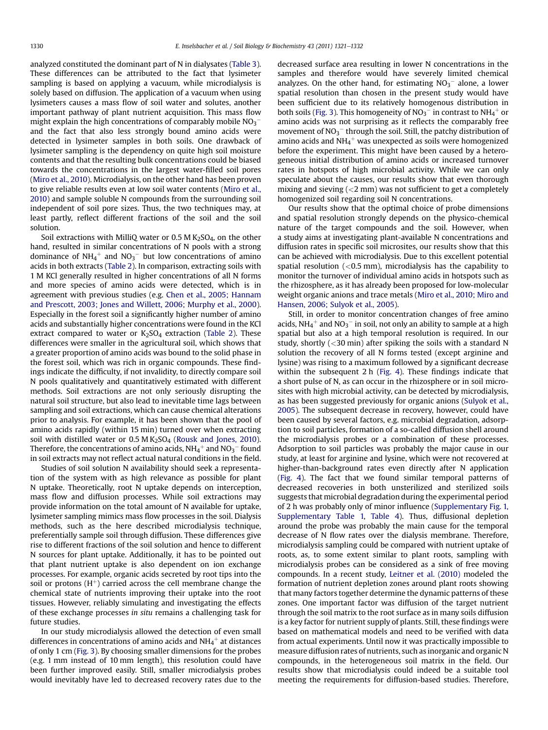analyzed constituted the dominant part of N in dialysates (Table 3). These differences can be attributed to the fact that lysimeter sampling is based on applying a vacuum, while microdialysis is solely based on diffusion. The application of a vacuum when using lysimeters causes a mass flow of soil water and solutes, another important pathway of plant nutrient acquisition. This mass flow might explain the high concentrations of comparably mobile $NO_3^-$ and the fact that also less strongly bound amino acids were detected in lysimeter samples in both soils. One drawback of lysimeter sampling is the dependency on quite high soil moisture contents and that the resulting bulk concentrations could be biased towards the concentrations in the largest water-filled soil pores (Miro et al., 2010). Microdialysis, on the other hand has been proven to give reliable results even at low soil water contents (Miro et al., 2010) and sample soluble N compounds from the surrounding soil independent of soil pore sizes. Thus, the two techniques may, at least partly, reflect different fractions of the soil and the soil solution.

Soil extractions with MilliQ water or 0.5 M $K_2SO_4$, on the other hand, resulted in similar concentrations of N pools with a strong dominance of $NH_4^+$ and $NO_3^-$ but low concentrations of amino acids in both extracts (Table 2). In comparison, extracting soils with 1 M KCl generally resulted in higher concentrations of all N forms and more species of amino acids were detected, which is in agreement with previous studies (e.g. Chen et al., 2005; Hannam and Prescott, 2003; Jones and Willett, 2006; Murphy et al., 2000). Especially in the forest soil a significantly higher number of amino acids and substantially higher concentrations were found in the KCl extract compared to water or $K_2SO_4$ extraction (Table 2). These differences were smaller in the agricultural soil, which shows that a greater proportion of amino acids was bound to the solid phase in the forest soil, which was rich in organic compounds. These findings indicate the difficulty, if not invalidity, to directly compare soil N pools qualitatively and quantitatively estimated with different methods. Soil extractions are not only seriously disrupting the natural soil structure, but also lead to inevitable time lags between sampling and soil extractions, which can cause chemical alterations prior to analysis. For example, it has been shown that the pool of amino acids rapidly (within 15 min) turned over when extracting soil with distilled water or 0.5 M $K_2SO_4$ (Rousk and Jones, 2010). Therefore, the concentrations of amino acids, $NH_4^+$ and $NO_3^-$ found in soil extracts may not reflect actual natural conditions in the field.

Studies of soil solution N availability should seek a representation of the system with as high relevance as possible for plant N uptake. Theoretically, root N uptake depends on interception, mass flow and diffusion processes. While soil extractions may provide information on the total amount of N available for uptake, lysimeter sampling mimics mass flow processes in the soil. Dialysis methods, such as the here described microdialysis technique, preferentially sample soil through diffusion. These differences give rise to different fractions of the soil solution and hence to different N sources for plant uptake. Additionally, it has to be pointed out that plant nutrient uptake is also dependent on ion exchange processes. For example, organic acids secreted by root tips into the soil or protons ($H^+$) carried across the cell membrane change the chemical state of nutrients improving their uptake into the root tissues. However, reliably simulating and investigating the effects of these exchange processes *in situ* remains a challenging task for future studies.

In our study microdialysis allowed the detection of even small differences in concentrations of amino acids and $NH_4^+$ at distances of only 1 cm (Fig. 3). By choosing smaller dimensions for the probes (e.g. 1 mm instead of 10 mm length), this resolution could have been further improved easily. Still, smaller microdialysis probes would inevitably have led to decreased recovery rates due to the decreased surface area resulting in lower N concentrations in the samples and therefore would have severely limited chemical analyzes. On the other hand, for estimating $NO_3^-$ alone, a lower spatial resolution than chosen in the present study would have been sufficient due to its relatively homogenous distribution in both soils (Fig. 3). This homogeneity of $NO_3^-$ in contrast to $NH_4^+$ or amino acids was not surprising as it reflects the comparably free movement of $NO_3^-$ through the soil. Still, the patchy distribution of amino acids and $NH_4^+$ was unexpected as soils were homogenized before the experiment. This might have been caused by a heterogeneous initial distribution of amino acids or increased turnover rates in hotspots of high microbial activity. While we can only speculate about the causes, our results show that even thorough mixing and sieving (<2 mm) was not sufficient to get a completely homogenized soil regarding soil N concentrations.

Our results show that the optimal choice of probe dimensions and spatial resolution strongly depends on the physico-chemical nature of the target compounds and the soil. However, when a study aims at investigating plant-available N concentrations and diffusion rates in specific soil microsites, our results show that this can be achieved with microdialysis. Due to this excellent potential spatial resolution (<0.5 mm), microdialysis has the capability to monitor the turnover of individual amino acids in hotspots such as the rhizosphere, as it has already been proposed for low-molecular weight organic anions and trace metals (Miro et al., 2010; Miro and Hansen, 2006; Sulyok et al., 2005).

Still, in order to monitor concentration changes of free amino acids, $NH_4^+$ and $NO_3^-$ in soil, not only an ability to sample at a high spatial but also at a high temporal resolution is required. In our study, shortly (<30 min) after spiking the soils with a standard N solution the recovery of all N forms tested (except arginine and lysine) was rising to a maximum followed by a significant decrease within the subsequent 2 h (Fig. 4). These findings indicate that a short pulse of N, as can occur in the rhizosphere or in soil microsites with high microbial activity, can be detected by microdialysis, as has been suggested previously for organic anions (Sulyok et al., 2005). The subsequent decrease in recovery, however, could have been caused by several factors, e.g. microbial degradation, adsorption to soil particles, formation of a so-called diffusion shell around the microdialysis probes or a combination of these processes. Adsorption to soil particles was probably the major cause in our study, at least for arginine and lysine, which were not recovered at higher-than-background rates even directly after N application (Fig. 4). The fact that we found similar temporal patterns of decreased recoveries in both unsterilized and sterilized soils suggests that microbial degradation during the experimental period of 2 h was probably only of minor influence (Supplementary Fig. 1, Supplementary Table 1, Table 4). Thus, diffusional depletion around the probe was probably the main cause for the temporal decrease of N flow rates over the dialysis membrane. Therefore, microdialysis sampling could be compared with nutrient uptake of roots, as, to some extent similar to plant roots, sampling with microdialysis probes can be considered as a sink of free moving compounds. In a recent study, Leitner et al. (2010) modeled the formation of nutrient depletion zones around plant roots showing that many factors together determine the dynamic patterns of these zones. One important factor was diffusion of the target nutrient through the soil matrix to the root surface as in many soils diffusion is a key factor for nutrient supply of plants. Still, these findings were based on mathematical models and need to be verified with data from actual experiments. Until now it was practically impossible to measure diffusion rates of nutrients, such as inorganic and organic N compounds, in the heterogeneous soil matrix in the field. Our results show that microdialysis could indeed be a suitable tool meeting the requirements for diffusion-based studies. Therefore,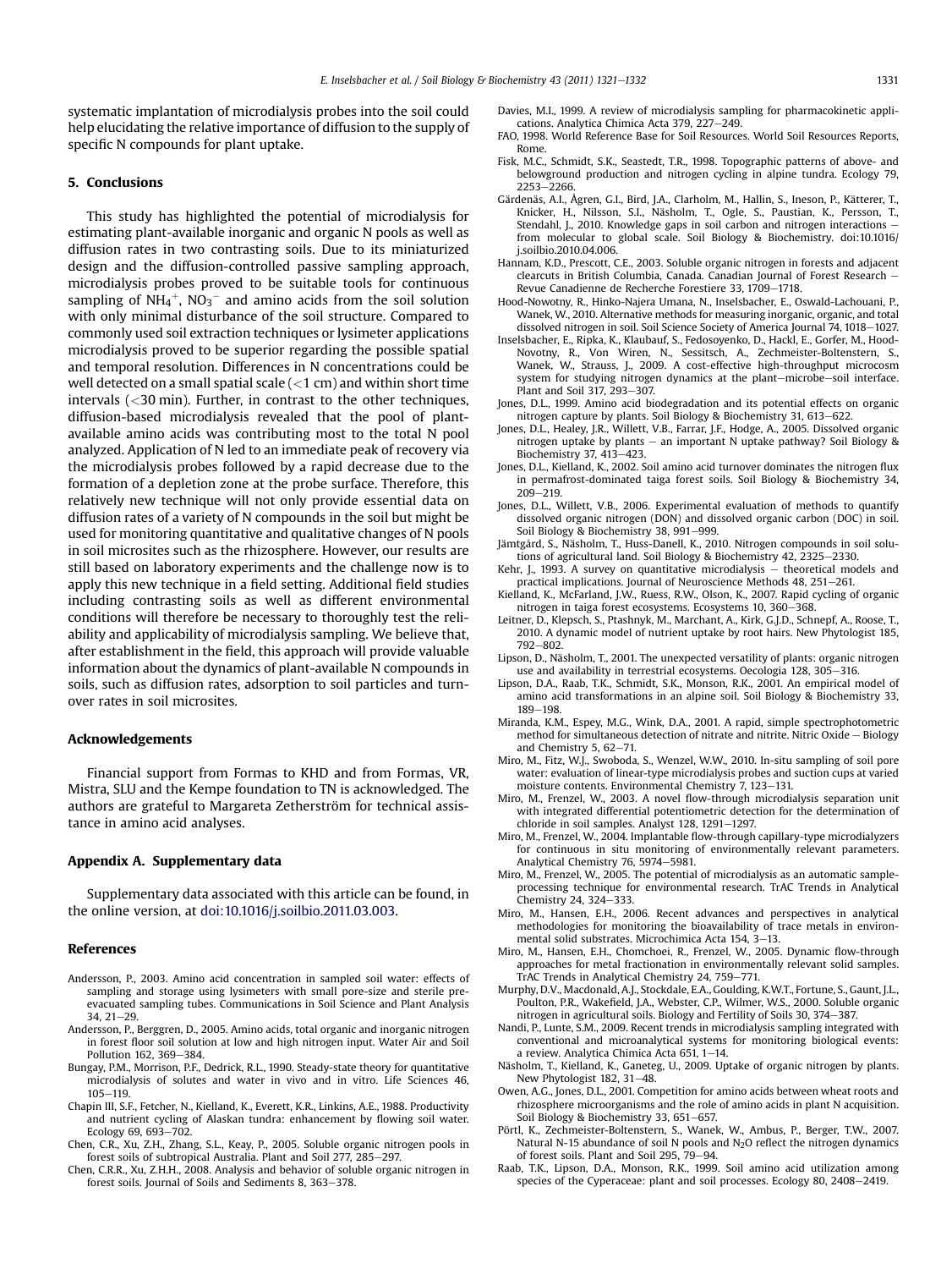systematic implantation of microdialysis probes into the soil could help elucidating the relative importance of diffusion to the supply of specific N compounds for plant uptake.

## 5. Conclusions

This study has highlighted the potential of microdialysis for estimating plant-available inorganic and organic N pools as well as diffusion rates in two contrasting soils. Due to its miniaturized design and the diffusion-controlled passive sampling approach, microdialysis probes proved to be suitable tools for continuous sampling of $NH_4^+$, $NO_3^-$ and amino acids from the soil solution with only minimal disturbance of the soil structure. Compared to commonly used soil extraction techniques or lysimeter applications microdialysis proved to be superior regarding the possible spatial and temporal resolution. Differences in N concentrations could be well detected on a small spatial scale (<1 cm) and within short time intervals (<30 min). Further, in contrast to the other techniques, diffusion-based microdialysis revealed that the pool of plant-available amino acids was contributing most to the total N pool analyzed. Application of N led to an immediate peak of recovery via the microdialysis probes followed by a rapid decrease due to the formation of a depletion zone at the probe surface. Therefore, this relatively new technique will not only provide essential data on diffusion rates of a variety of N compounds in the soil but might be used for monitoring quantitative and qualitative changes of N pools in soil microsites such as the rhizosphere. However, our results are still based on laboratory experiments and the challenge now is to apply this new technique in a field setting. Additional field studies including contrasting soils as well as different environmental conditions will therefore be necessary to thoroughly test the reliability and applicability of microdialysis sampling. We believe that, after establishment in the field, this approach will provide valuable information about the dynamics of plant-available N compounds in soils, such as diffusion rates, adsorption to soil particles and turnover rates in soil microsites.

## Acknowledgements

Financial support from Formas to KHD and from Formas, VR, Mistra, SLU and the Kempe foundation to TN is acknowledged. The authors are grateful to Margareta Zetherström for technical assistance in amino acid analyses.

## Appendix A. Supplementary data

Supplementary data associated with this article can be found, in the online version, at doi:10.1016/j.soilbio.2011.03.003.

## References

Andersson, P., 2003. Amino acid concentration in sampled soil water: effects of sampling and storage using lysimeters with small pore-size and sterile pre-evacuated sampling tubes. Communications in Soil Science and Plant Analysis 34, 21–29.

Andersson, P., Berggren, D., 2005. Amino acids, total organic and inorganic nitrogen in forest floor soil solution at low and high nitrogen input. Water Air and Soil Pollution 162, 369–384.

Bungay, P.M., Morrison, P.F., Dedrick, R.L., 1990. Steady-state theory for quantitative microdialysis of solutes and water in vivo and in vitro. Life Sciences 46, 105–119.

Chapin III, S.F., Fetcher, N., Kielland, K., Everett, K.R., Linkins, A.E., 1988. Productivity and nutrient cycling of Alaskan tundra: enhancement by flowing soil water. Ecology 69, 693–702.

Chen, C.R., Xu, Z.H., Zhang, S.L., Keay, P., 2005. Soluble organic nitrogen pools in forest soils of subtropical Australia. Plant and Soil 277, 285–297.

Chen, C.R.R., Xu, Z.H.H., 2008. Analysis and behavior of soluble organic nitrogen in forest soils. Journal of Soils and Sediments 8, 363–378.

Davies, M.I., 1999. A review of microdialysis sampling for pharmacokinetic applications. Analytica Chimica Acta 379, 227–249.

FAO, 1998. World Reference Base for Soil Resources. World Soil Resources Reports, Rome.

Fisk, M.C., Schmidt, S.K., Seastedt, T.R., 1998. Topographic patterns of above- and belowground production and nitrogen cycling in alpine tundra. Ecology 79, 2253–2266.

Gärdenäs, A.I., Ågren, G.I., Bird, J.A., Clarholm, M., Hallin, S., Ineson, P., Kätterer, T., Knicker, H., Nilsson, S.I., Näsholm, T., Ogle, S., Paustian, K., Persson, T., Stendahl, J., 2010. Knowledge gaps in soil carbon and nitrogen interactions – from molecular to global scale. Soil Biology & Biochemistry. doi:10.1016/j.soilbio.2010.04.006.

Hannam, K.D., Prescott, C.E., 2003. Soluble organic nitrogen in forests and adjacent clearcuts in British Columbia, Canada. Canadian Journal of Forest Research – Revue Canadienne de Recherche Forestiere 33, 1709–1718.

Hood-Nowotny, R., Hinko-Najera Umana, N., Inselsbacher, E., Oswald-Lachouani, P., Wanek, W., 2010. Alternative methods for measuring inorganic, organic, and total dissolved nitrogen in soil. Soil Science Society of America Journal 74, 1018–1027.

Inselsbacher, E., Ripka, K., Klaubauf, S., Fedosoyenko, D., Hackl, E., Gorfer, M., Hood-Novotny, R., Von Wiren, N., Sessitsch, A., Zechmeister-Boltenstern, S., Wanek, W., Strauss, J., 2009. A cost-effective high-throughput microcosm system for studying nitrogen dynamics at the plant–microbe–soil interface. Plant and Soil 317, 293–307.

Jones, D.L., 1999. Amino acid biodegradation and its potential effects on organic nitrogen capture by plants. Soil Biology & Biochemistry 31, 613–622.

Jones, D.L., Healey, J.R., Willett, V.B., Farrar, J.F., Hodge, A., 2005. Dissolved organic nitrogen uptake by plants – an important N uptake pathway? Soil Biology & Biochemistry 37, 413–423.

Jones, D.L., Kielland, K., 2002. Soil amino acid turnover dominates the nitrogen flux in permafrost-dominated taiga forest soils. Soil Biology & Biochemistry 34, 209–219.

Jones, D.L., Willett, V.B., 2006. Experimental evaluation of methods to quantify dissolved organic nitrogen (DON) and dissolved organic carbon (DOC) in soil. Soil Biology & Biochemistry 38, 991–999.

Jämtgård, S., Näsholm, T., Huss-Danell, K., 2010. Nitrogen compounds in soil solutions of agricultural land. Soil Biology & Biochemistry 42, 2325–2330.

Kehr, J., 1993. A survey on quantitative microdialysis – theoretical models and practical implications. Journal of Neuroscience Methods 48, 251–261.

Kielland, K., McFarland, J.W., Ruess, R.W., Olson, K., 2007. Rapid cycling of organic nitrogen in taiga forest ecosystems. Ecosystems 10, 360–368.

Leitner, D., Klepsch, S., Ptashnyk, M., Marchant, A., Kirk, G.J.D., Schnepf, A., Roose, T., 2010. A dynamic model of nutrient uptake by root hairs. New Phytologist 185, 792–802.

Lipson, D., Näsholm, T., 2001. The unexpected versatility of plants: organic nitrogen use and availability in terrestrial ecosystems. Oecologia 128, 305–316.

Lipson, D.A., Raab, T.K., Schmidt, S.K., Monson, R.K., 2001. An empirical model of amino acid transformations in an alpine soil. Soil Biology & Biochemistry 33, 189–198.

Miranda, K.M., Espey, M.G., Wink, D.A., 2001. A rapid, simple spectrophotometric method for simultaneous detection of nitrate and nitrite. Nitric Oxide – Biology and Chemistry 5, 62–71.

Miro, M., Fitz, W.J., Swoboda, S., Wenzel, W.W., 2010. In-situ sampling of soil pore water: evaluation of linear-type microdialysis probes and suction cups at varied moisture contents. Environmental Chemistry 7, 123–131.

Miro, M., Frenzel, W., 2003. A novel flow-through microdialysis separation unit with integrated differential potentiometric detection for the determination of chloride in soil samples. Analyst 128, 1291–1297.

Miro, M., Frenzel, W., 2004. Implantable flow-through capillary-type microdialyzers for continuous in situ monitoring of environmentally relevant parameters. Analytical Chemistry 76, 5974–5981.

Miro, M., Frenzel, W., 2005. The potential of microdialysis as an automatic sample-processing technique for environmental research. TrAC Trends in Analytical Chemistry 24, 324–333.

Miro, M., Hansen, E.H., 2006. Recent advances and perspectives in analytical methodologies for monitoring the bioavailability of trace metals in environmental solid substrates. Microchimica Acta 154, 3–13.

Miro, M., Hansen, E.H., Chomchoei, R., Frenzel, W., 2005. Dynamic flow-through approaches for metal fractionation in environmentally relevant solid samples. TrAC Trends in Analytical Chemistry 24, 759–771.

Murphy, D.V., Macdonald, A.J., Stockdale, E.A., Goulding, K.W.T., Fortune, S., Gaunt, J.L., Poulton, P.R., Wakefield, J.A., Webster, C.P., Wilmer, W.S., 2000. Soluble organic nitrogen in agricultural soils. Biology and Fertility of Soils 30, 374–387.

Nandi, P., Lunte, S.M., 2009. Recent trends in microdialysis sampling integrated with conventional and microanalytical systems for monitoring biological events: a review. Analytica Chimica Acta 651, 1–14.

Näsholm, T., Kielland, K., Ganeteg, U., 2009. Uptake of organic nitrogen by plants. New Phytologist 182, 31–48.

Owen, A.G., Jones, D.L., 2001. Competition for amino acids between wheat roots and rhizosphere microorganisms and the role of amino acids in plant N acquisition. Soil Biology & Biochemistry 33, 651–657.

Pörtl, K., Zechmeister-Boltenstern, S., Wanek, W., Ambus, P., Berger, T.W., 2007. Natural N-15 abundance of soil N pools and $N_2O$ reflect the nitrogen dynamics of forest soils. Plant and Soil 295, 79–94.

Raab, T.K., Lipson, D.A., Monson, R.K., 1999. Soil amino acid utilization among species of the Cyperaceae: plant and soil processes. Ecology 80, 2408–2419.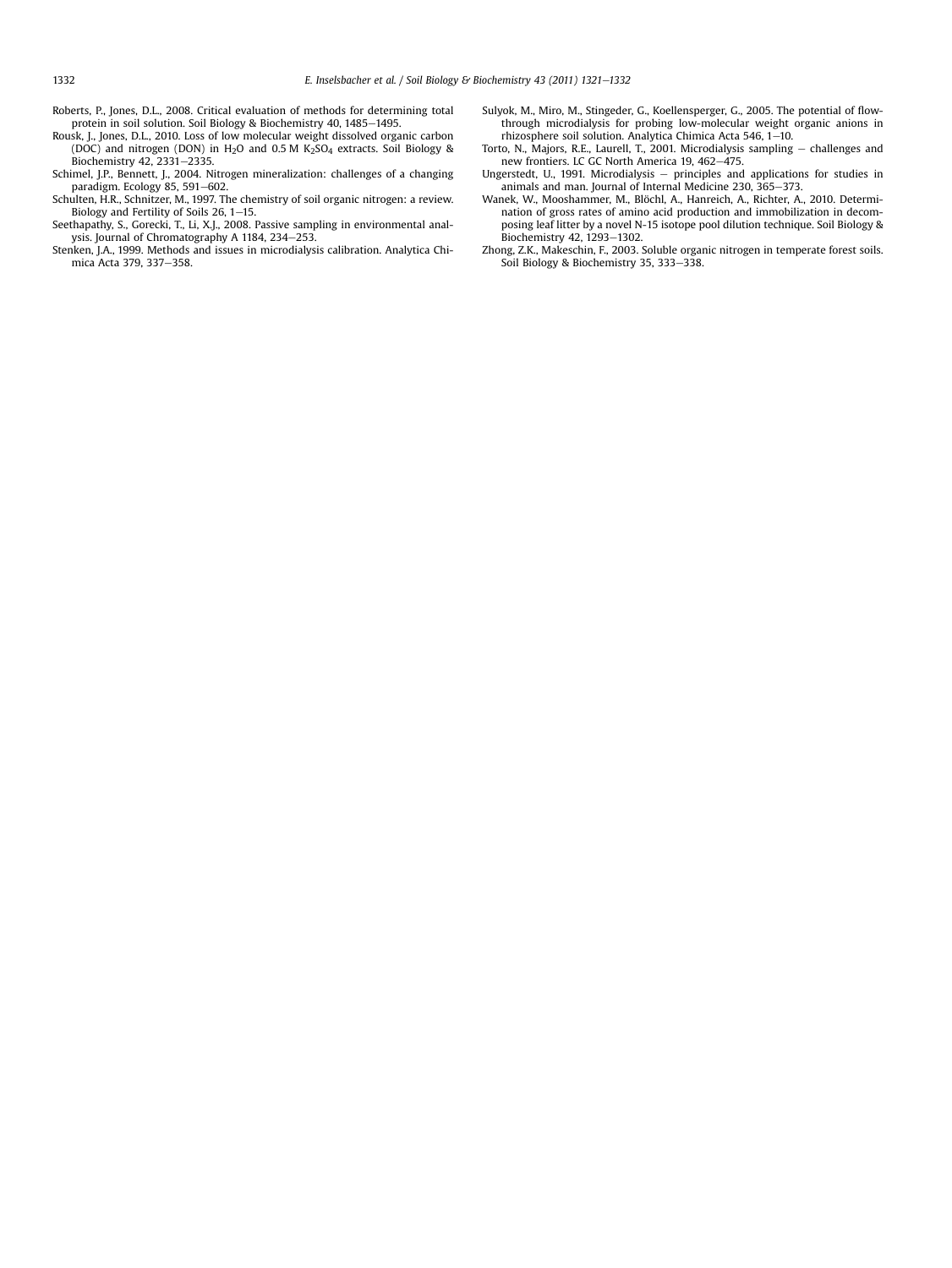Roberts, P., Jones, D.L., 2008. Critical evaluation of methods for determining total protein in soil solution. Soil Biology & Biochemistry 40, 1485–1495.

Rousk, J., Jones, D.L., 2010. Loss of low molecular weight dissolved organic carbon (DOC) and nitrogen (DON) in $H_2O$ and 0.5 M $K_2SO_4$ extracts. Soil Biology & Biochemistry 42, 2331–2335.

Schimel, J.P., Bennett, J., 2004. Nitrogen mineralization: challenges of a changing paradigm. Ecology 85, 591–602.

Schulten, H.R., Schnitzer, M., 1997. The chemistry of soil organic nitrogen: a review. Biology and Fertility of Soils 26, 1–15.

Seethapathy, S., Gorecki, T., Li, X.J., 2008. Passive sampling in environmental analysis. Journal of Chromatography A 1184, 234–253.

Stenken, J.A., 1999. Methods and issues in microdialysis calibration. Analytica Chimica Acta 379, 337–358.

Sulyok, M., Miro, M., Stingeder, G., Koellensperger, G., 2005. The potential of flow-through microdialysis for probing low-molecular weight organic anions in rhizosphere soil solution. Analytica Chimica Acta 546, 1–10.

Torto, N., Majors, R.E., Laurell, T., 2001. Microdialysis sampling – challenges and new frontiers. LC GC North America 19, 462–475.

Ungerstedt, U., 1991. Microdialysis – principles and applications for studies in animals and man. Journal of Internal Medicine 230, 365–373.

Wanek, W., Mooshammer, M., Blöchl, A., Hanreich, A., Richter, A., 2010. Determination of gross rates of amino acid production and immobilization in decomposing leaf litter by a novel N-15 isotope pool dilution technique. Soil Biology & Biochemistry 42, 1293–1302.

Zhong, Z.K., Makeschin, F., 2003. Soluble organic nitrogen in temperate forest soils. Soil Biology & Biochemistry 35, 333–338.